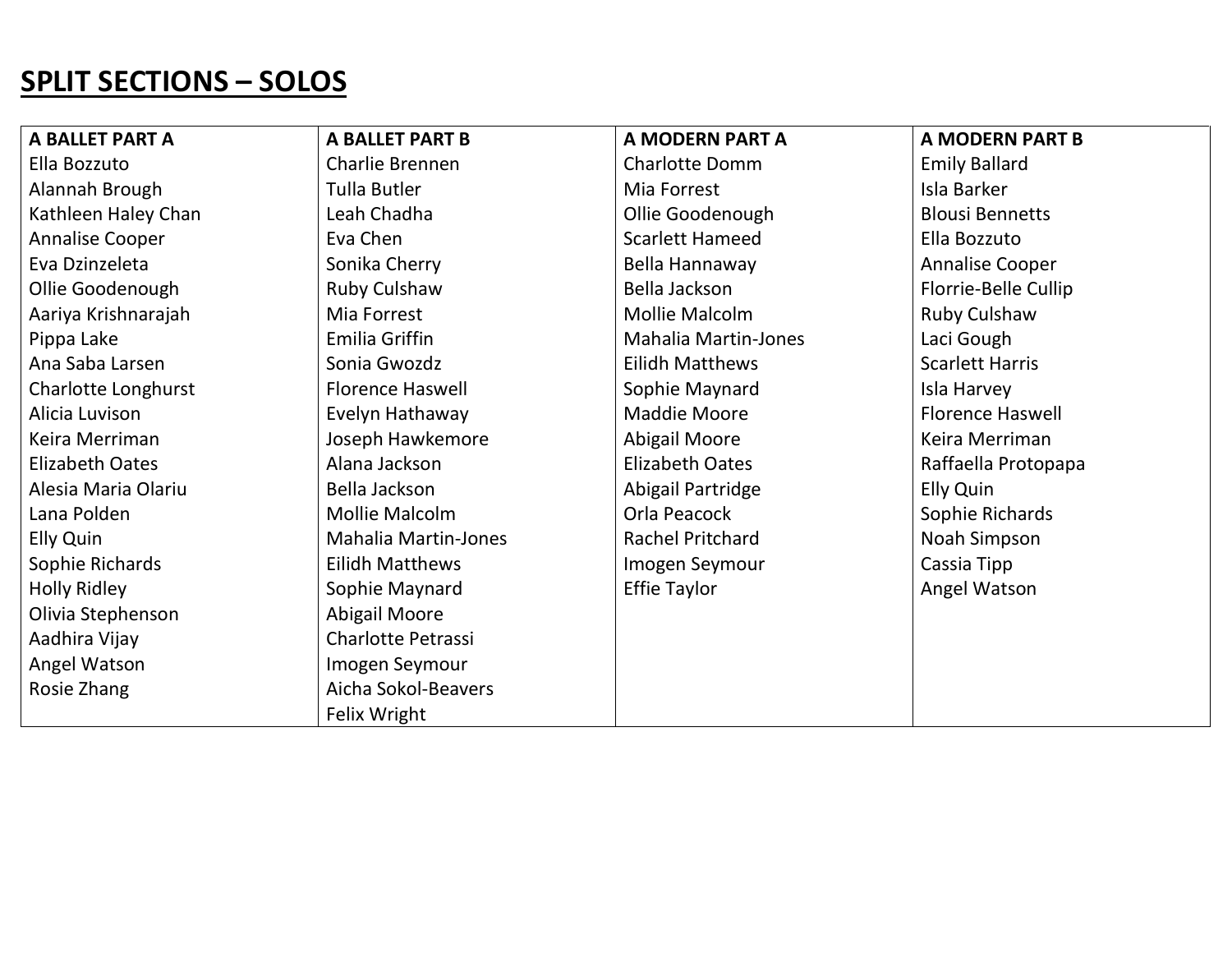## SPLIT SECTIONS – SOLOS

| A BALLET PART A | A BALLET PART B | A MODERN PART A | A MODERN PART B |
|---|---|---|---|
| Ella Bozzuto | Charlie Brennen | Charlotte Domm | Emily Ballard |
| Alannah Brough | Tulla Butler | Mia Forrest | Isla Barker |
| Kathleen Haley Chan | Leah Chadha | Ollie Goodenough | Blousi Bennetts |
| Annalise Cooper | Eva Chen | Scarlett Hameed | Ella Bozzuto |
| Eva Dzinzeleta | Sonika Cherry | Bella Hannaway | Annalise Cooper |
| Ollie Goodenough | Ruby Culshaw | Bella Jackson | Florrie-Belle Cullip |
| Aariya Krishnarajah | Mia Forrest | Mollie Malcolm | Ruby Culshaw |
| Pippa Lake | Emilia Griffin | Mahalia Martin-Jones | Laci Gough |
| Ana Saba Larsen | Sonia Gwozdz | Eilidh Matthews | Scarlett Harris |
| Charlotte Longhurst | Florence Haswell | Sophie Maynard | Isla Harvey |
| Alicia Luvison | Evelyn Hathaway | Maddie Moore | Florence Haswell |
| Keira Merriman | Joseph Hawkemore | Abigail Moore | Keira Merriman |
| Elizabeth Oates | Alana Jackson | Elizabeth Oates | Raffaella Protopapa |
| Alesia Maria Olariu | Bella Jackson | Abigail Partridge | Elly Quin |
| Lana Polden | Mollie Malcolm | Orla Peacock | Sophie Richards |
| Elly Quin | Mahalia Martin-Jones | Rachel Pritchard | Noah Simpson |
| Sophie Richards | Eilidh Matthews | Imogen Seymour | Cassia Tipp |
| Holly Ridley | Sophie Maynard | Effie Taylor | Angel Watson |
| Olivia Stephenson | Abigail Moore | | |
| Aadhira Vijay | Charlotte Petrassi | | |
| Angel Watson | Imogen Seymour | | |
| Rosie Zhang | Aicha Sokol-Beavers | | |
| | Felix Wright | | |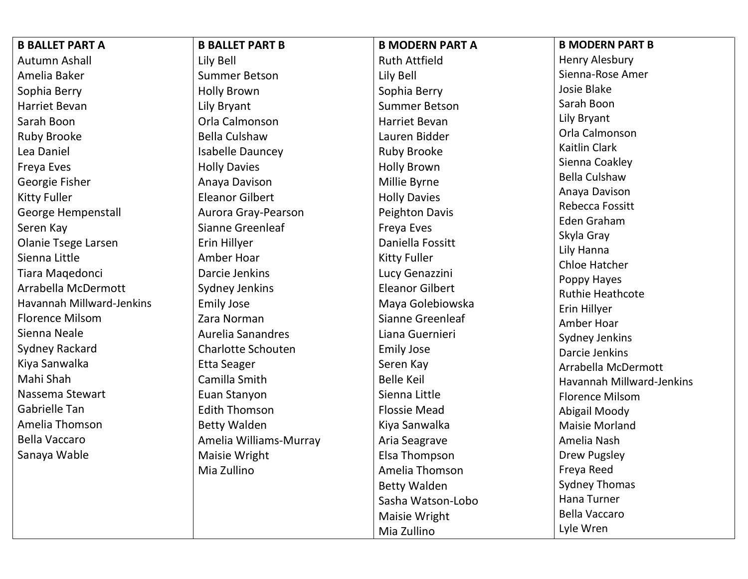| B BALLET PART A | B BALLET PART B | B MODERN PART A | B MODERN PART B |
|---|---|---|---|
| Autumn Ashall | Lily Bell | Ruth Attfield | Henry Alesbury |
| Amelia Baker | Summer Betson | Lily Bell | Sienna-Rose Amer |
| Sophia Berry | Holly Brown | Sophia Berry | Josie Blake |
| Harriet Bevan | Lily Bryant | Summer Betson | Sarah Boon |
| Sarah Boon | Orla Calmonson | Harriet Bevan | Lily Bryant |
| Ruby Brooke | Bella Culshaw | Lauren Bidder | Orla Calmonson |
| Lea Daniel | Isabelle Dauncey | Ruby Brooke | Kaitlin Clark |
| Freya Eves | Holly Davies | Holly Brown | Sienna Coakley |
| Georgie Fisher | Anaya Davison | Millie Byrne | Bella Culshaw |
| Kitty Fuller | Eleanor Gilbert | Holly Davies | Anaya Davison |
| George Hempenstall | Aurora Gray-Pearson | Peighton Davis | Rebecca Fossitt |
| Seren Kay | Sianne Greenleaf | Freya Eves | Eden Graham |
| Olanie Tsege Larsen | Erin Hillyer | Daniella Fossitt | Skyla Gray |
| Sienna Little | Amber Hoar | Kitty Fuller | Lily Hanna |
| Tiara Maqedonci | Darcie Jenkins | Lucy Genazzini | Chloe Hatcher |
| Arrabella McDermott | Sydney Jenkins | Eleanor Gilbert | Poppy Hayes |
| Havannah Millward-Jenkins | Emily Jose | Maya Golebiowska | Ruthie Heathcote |
| Florence Milsom | Zara Norman | Sianne Greenleaf | Erin Hillyer |
| Sienna Neale | Aurelia Sanandres | Liana Guernieri | Amber Hoar |
| Sydney Rackard | Charlotte Schouten | Emily Jose | Sydney Jenkins |
| Kiya Sanwalka | Etta Seager | Seren Kay | Darcie Jenkins |
| Mahi Shah | Camilla Smith | Belle Keil | Arrabella McDermott |
| Nassema Stewart | Euan Stanyon | Sienna Little | Havannah Millward-Jenkins |
| Gabrielle Tan | Edith Thomson | Flossie Mead | Florence Milsom |
| Amelia Thomson | Betty Walden | Kiya Sanwalka | Abigail Moody |
| Bella Vaccaro | Amelia Williams-Murray | Aria Seagrave | Maisie Morland |
| Sanaya Wable | Maisie Wright | Elsa Thompson | Amelia Nash |
| | Mia Zullino | Amelia Thomson | Drew Pugsley |
| | | Betty Walden | Freya Reed |
| | | Sasha Watson-Lobo | Sydney Thomas |
| | | Maisie Wright | Hana Turner |
| | | Mia Zullino | Bella Vaccaro |
| | | | Lyle Wren |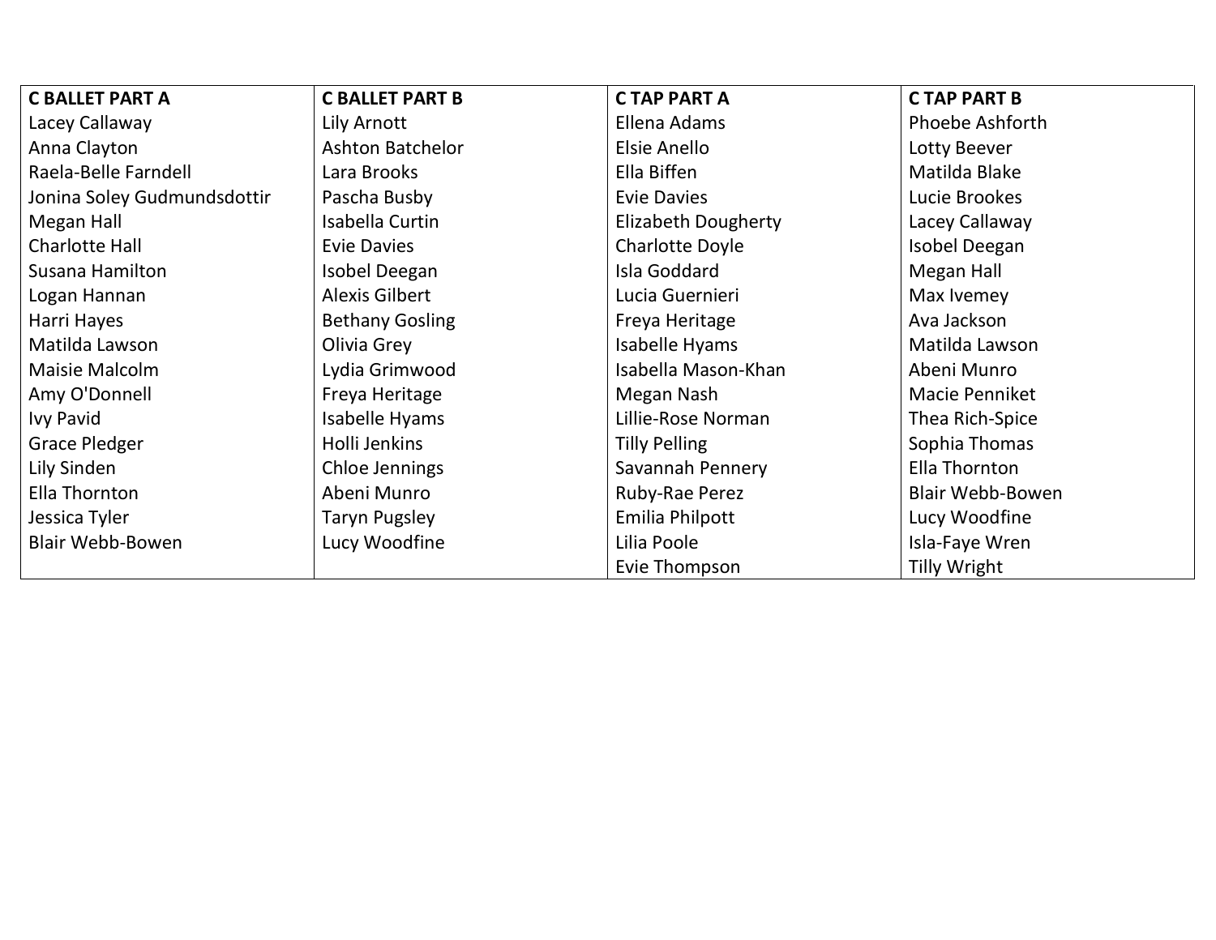| C BALLET PART A | C BALLET PART B | C TAP PART A | C TAP PART B |
|---|---|---|---|
| Lacey Callaway | Lily Arnott | Ellena Adams | Phoebe Ashforth |
| Anna Clayton | Ashton Batchelor | Elsie Anello | Lotty Beever |
| Raela-Belle Farndell | Lara Brooks | Ella Biffen | Matilda Blake |
| Jonina Soley Gudmundsdottir | Pascha Busby | Evie Davies | Lucie Brookes |
| Megan Hall | Isabella Curtin | Elizabeth Dougherty | Lacey Callaway |
| Charlotte Hall | Evie Davies | Charlotte Doyle | Isobel Deegan |
| Susana Hamilton | Isobel Deegan | Isla Goddard | Megan Hall |
| Logan Hannan | Alexis Gilbert | Lucia Guernieri | Max Ivemey |
| Harri Hayes | Bethany Gosling | Freya Heritage | Ava Jackson |
| Matilda Lawson | Olivia Grey | Isabelle Hyams | Matilda Lawson |
| Maisie Malcolm | Lydia Grimwood | Isabella Mason-Khan | Abeni Munro |
| Amy O'Donnell | Freya Heritage | Megan Nash | Macie Penniket |
| Ivy Pavid | Isabelle Hyams | Lillie-Rose Norman | Thea Rich-Spice |
| Grace Pledger | Holli Jenkins | Tilly Pelling | Sophia Thomas |
| Lily Sinden | Chloe Jennings | Savannah Pennery | Ella Thornton |
| Ella Thornton | Abeni Munro | Ruby-Rae Perez | Blair Webb-Bowen |
| Jessica Tyler | Taryn Pugsley | Emilia Philpott | Lucy Woodfine |
| Blair Webb-Bowen | Lucy Woodfine | Lilia Poole | Isla-Faye Wren |
| | | Evie Thompson | Tilly Wright |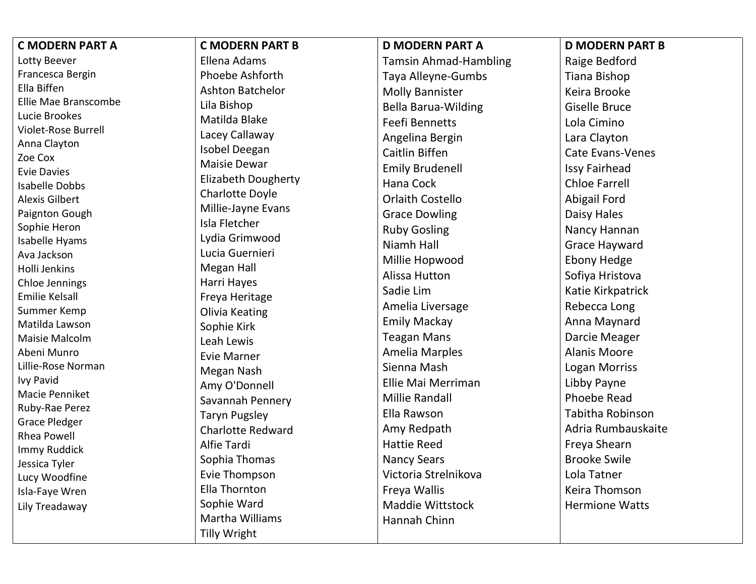| C MODERN PART A | C MODERN PART B | D MODERN PART A | D MODERN PART B |
| --- | --- | --- | --- |
| Lotty Beever | Ellena Adams | Tamsin Ahmad-Hambling | Raige Bedford |
| Francesca Bergin | Phoebe Ashforth | Taya Alleyne-Gumbs | Tiana Bishop |
| Ella Biffen | Ashton Batchelor | Molly Bannister | Keira Brooke |
| Ellie Mae Branscombe | Lila Bishop | Bella Barua-Wilding | Giselle Bruce |
| Lucie Brookes | Matilda Blake | Feefi Bennetts | Lola Cimino |
| Violet-Rose Burrell | Lacey Callaway | Angelina Bergin | Lara Clayton |
| Anna Clayton | Isobel Deegan | Caitlin Biffen | Cate Evans-Venes |
| Zoe Cox | Maisie Dewar | Emily Brudenell | Issy Fairhead |
| Evie Davies | Elizabeth Dougherty | Hana Cock | Chloe Farrell |
| Isabelle Dobbs | Charlotte Doyle | Orlaith Costello | Abigail Ford |
| Alexis Gilbert | Millie-Jayne Evans | Grace Dowling | Daisy Hales |
| Paignton Gough | Isla Fletcher | Ruby Gosling | Nancy Hannan |
| Sophie Heron | Lydia Grimwood | Niamh Hall | Grace Hayward |
| Isabelle Hyams | Lucia Guernieri | Millie Hopwood | Ebony Hedge |
| Ava Jackson | Megan Hall | Alissa Hutton | Sofiya Hristova |
| Holli Jenkins | Harri Hayes | Sadie Lim | Katie Kirkpatrick |
| Chloe Jennings | Freya Heritage | Amelia Liversage | Rebecca Long |
| Emilie Kelsall | Olivia Keating | Emily Mackay | Anna Maynard |
| Summer Kemp | Sophie Kirk | Teagan Mans | Darcie Meager |
| Matilda Lawson | Leah Lewis | Amelia Marples | Alanis Moore |
| Maisie Malcolm | Evie Marner | Sienna Mash | Logan Morriss |
| Abeni Munro | Megan Nash | Ellie Mai Merriman | Libby Payne |
| Lillie-Rose Norman | Amy O'Donnell | Millie Randall | Phoebe Read |
| Ivy Pavid | Savannah Pennery | Ella Rawson | Tabitha Robinson |
| Macie Penniket | Taryn Pugsley | Amy Redpath | Adria Rumbauskaite |
| Ruby-Rae Perez | Charlotte Redward | Hattie Reed | Freya Shearn |
| Grace Pledger | Alfie Tardi | Nancy Sears | Brooke Swile |
| Rhea Powell | Sophia Thomas | Victoria Strelnikova | Lola Tatner |
| Immy Ruddick | Evie Thompson | Freya Wallis | Keira Thomson |
| Jessica Tyler | Ella Thornton | Maddie Wittstock | Hermione Watts |
| Lucy Woodfine | Sophie Ward | Hannah Chinn | |
| Isla-Faye Wren | Martha Williams | | |
| Lily Treadaway | Tilly Wright | | |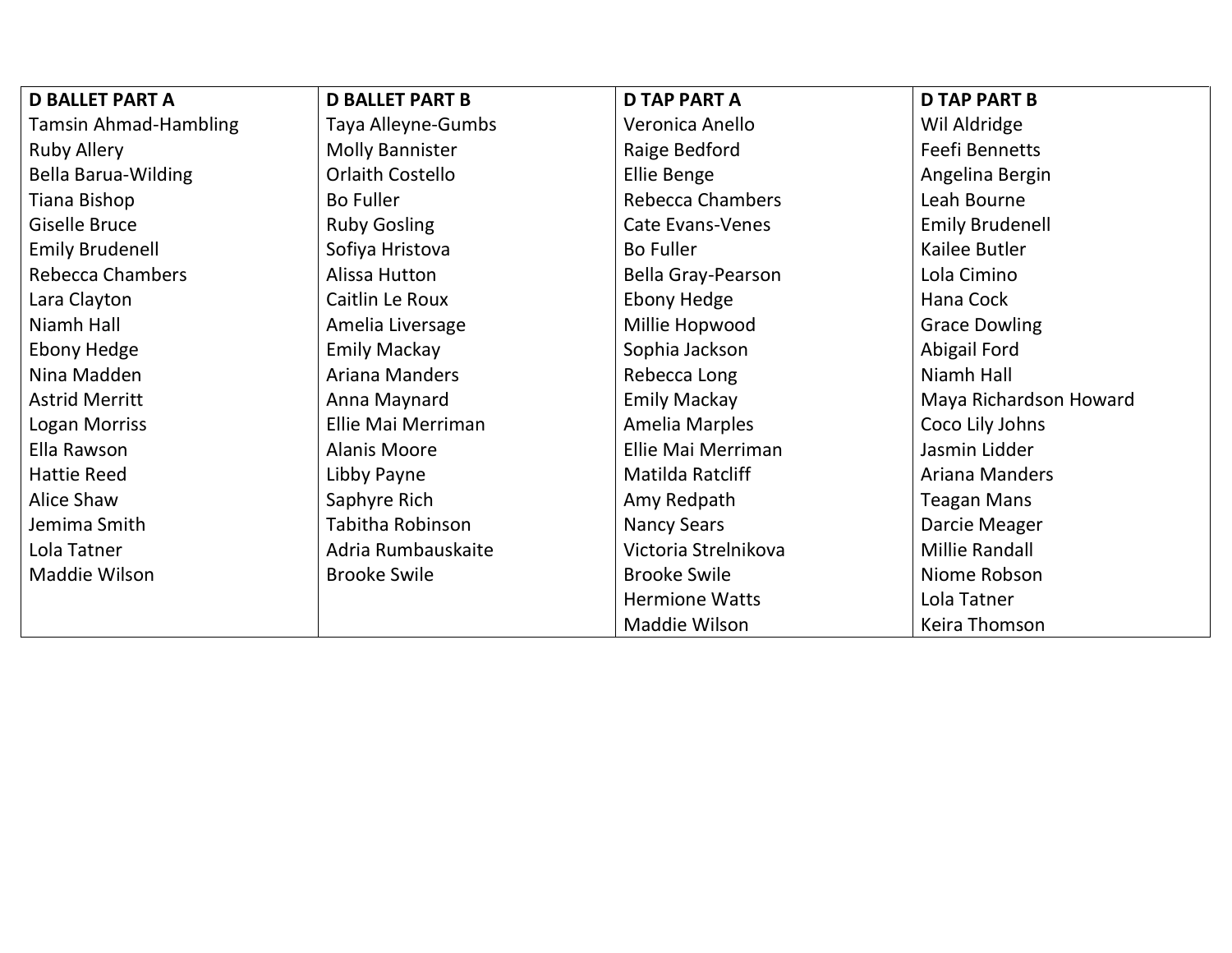| D BALLET PART A | D BALLET PART B | D TAP PART A | D TAP PART B |
|---|---|---|---|
| Tamsin Ahmad-Hambling | Taya Alleyne-Gumbs | Veronica Anello | Wil Aldridge |
| Ruby Allery | Molly Bannister | Raige Bedford | Feefi Bennetts |
| Bella Barua-Wilding | Orlaith Costello | Ellie Benge | Angelina Bergin |
| Tiana Bishop | Bo Fuller | Rebecca Chambers | Leah Bourne |
| Giselle Bruce | Ruby Gosling | Cate Evans-Venes | Emily Brudenell |
| Emily Brudenell | Sofiya Hristova | Bo Fuller | Kailee Butler |
| Rebecca Chambers | Alissa Hutton | Bella Gray-Pearson | Lola Cimino |
| Lara Clayton | Caitlin Le Roux | Ebony Hedge | Hana Cock |
| Niamh Hall | Amelia Liversage | Millie Hopwood | Grace Dowling |
| Ebony Hedge | Emily Mackay | Sophia Jackson | Abigail Ford |
| Nina Madden | Ariana Manders | Rebecca Long | Niamh Hall |
| Astrid Merritt | Anna Maynard | Emily Mackay | Maya Richardson Howard |
| Logan Morriss | Ellie Mai Merriman | Amelia Marples | Coco Lily Johns |
| Ella Rawson | Alanis Moore | Ellie Mai Merriman | Jasmin Lidder |
| Hattie Reed | Libby Payne | Matilda Ratcliff | Ariana Manders |
| Alice Shaw | Saphyre Rich | Amy Redpath | Teagan Mans |
| Jemima Smith | Tabitha Robinson | Nancy Sears | Darcie Meager |
| Lola Tatner | Adria Rumbauskaite | Victoria Strelnikova | Millie Randall |
| Maddie Wilson | Brooke Swile | Brooke Swile | Niome Robson |
| | | Hermione Watts | Lola Tatner |
| | | Maddie Wilson | Keira Thomson |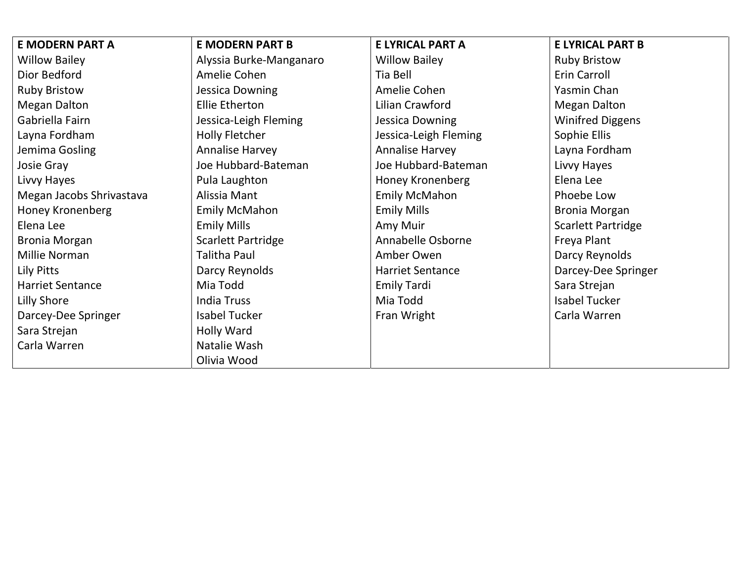| E MODERN PART A | E MODERN PART B | E LYRICAL PART A | E LYRICAL PART B |
|---|---|---|---|
| Willow Bailey | Alyssia Burke-Manganaro | Willow Bailey | Ruby Bristow |
| Dior Bedford | Amelie Cohen | Tia Bell | Erin Carroll |
| Ruby Bristow | Jessica Downing | Amelie Cohen | Yasmin Chan |
| Megan Dalton | Ellie Etherton | Lilian Crawford | Megan Dalton |
| Gabriella Fairn | Jessica-Leigh Fleming | Jessica Downing | Winifred Diggens |
| Layna Fordham | Holly Fletcher | Jessica-Leigh Fleming | Sophie Ellis |
| Jemima Gosling | Annalise Harvey | Annalise Harvey | Layna Fordham |
| Josie Gray | Joe Hubbard-Bateman | Joe Hubbard-Bateman | Livvy Hayes |
| Livvy Hayes | Pula Laughton | Honey Kronenberg | Elena Lee |
| Megan Jacobs Shrivastava | Alissia Mant | Emily McMahon | Phoebe Low |
| Honey Kronenberg | Emily McMahon | Emily Mills | Bronia Morgan |
| Elena Lee | Emily Mills | Amy Muir | Scarlett Partridge |
| Bronia Morgan | Scarlett Partridge | Annabelle Osborne | Freya Plant |
| Millie Norman | Talitha Paul | Amber Owen | Darcy Reynolds |
| Lily Pitts | Darcy Reynolds | Harriet Sentance | Darcey-Dee Springer |
| Harriet Sentance | Mia Todd | Emily Tardi | Sara Strejan |
| Lilly Shore | India Truss | Mia Todd | Isabel Tucker |
| Darcey-Dee Springer | Isabel Tucker | Fran Wright | Carla Warren |
| Sara Strejan | Holly Ward | | |
| Carla Warren | Natalie Wash | | |
| | Olivia Wood | | |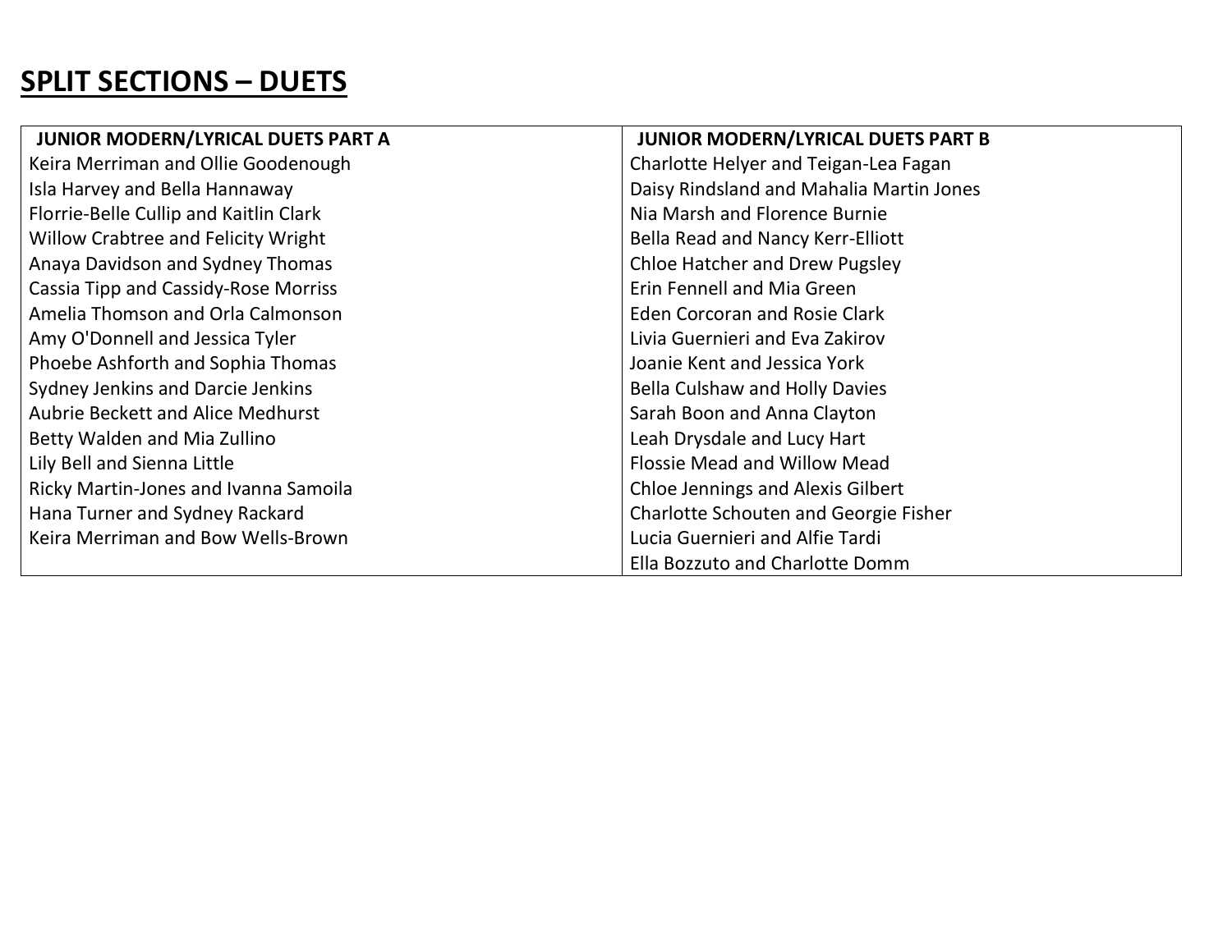# SPLIT SECTIONS – DUETS

| JUNIOR MODERN/LYRICAL DUETS PART A | JUNIOR MODERN/LYRICAL DUETS PART B |
| --- | --- |
| Keira Merriman and Ollie Goodenough | Charlotte Helyer and Teigan-Lea Fagan |
| Isla Harvey and Bella Hannaway | Daisy Rindsland and Mahalia Martin Jones |
| Florrie-Belle Cullip and Kaitlin Clark | Nia Marsh and Florence Burnie |
| Willow Crabtree and Felicity Wright | Bella Read and Nancy Kerr-Elliott |
| Anaya Davidson and Sydney Thomas | Chloe Hatcher and Drew Pugsley |
| Cassia Tipp and Cassidy-Rose Morriss | Erin Fennell and Mia Green |
| Amelia Thomson and Orla Calmonson | Eden Corcoran and Rosie Clark |
| Amy O'Donnell and Jessica Tyler | Livia Guernieri and Eva Zakirov |
| Phoebe Ashforth and Sophia Thomas | Joanie Kent and Jessica York |
| Sydney Jenkins and Darcie Jenkins | Bella Culshaw and Holly Davies |
| Aubrie Beckett and Alice Medhurst | Sarah Boon and Anna Clayton |
| Betty Walden and Mia Zullino | Leah Drysdale and Lucy Hart |
| Lily Bell and Sienna Little | Flossie Mead and Willow Mead |
| Ricky Martin-Jones and Ivanna Samoila | Chloe Jennings and Alexis Gilbert |
| Hana Turner and Sydney Rackard | Charlotte Schouten and Georgie Fisher |
| Keira Merriman and Bow Wells-Brown | Lucia Guernieri and Alfie Tardi |
| | Ella Bozzuto and Charlotte Domm |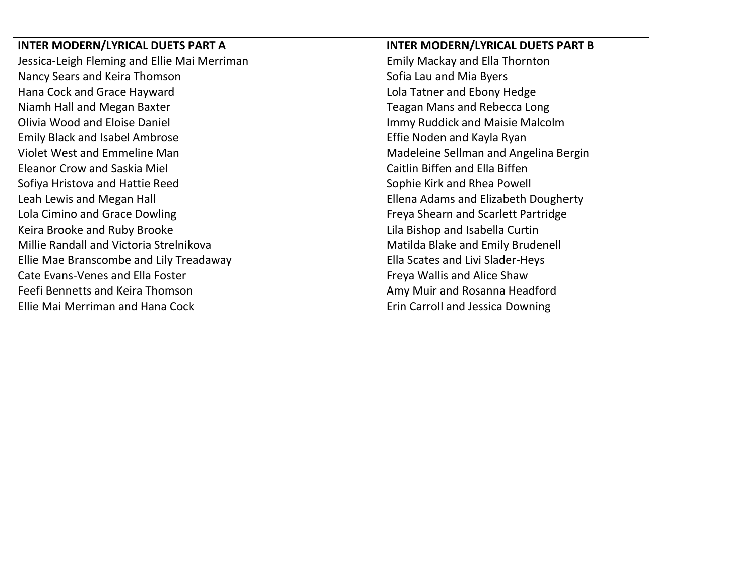| INTER MODERN/LYRICAL DUETS PART A | INTER MODERN/LYRICAL DUETS PART B |
|---|---|
| Jessica-Leigh Fleming and Ellie Mai Merriman | Emily Mackay and Ella Thornton |
| Nancy Sears and Keira Thomson | Sofia Lau and Mia Byers |
| Hana Cock and Grace Hayward | Lola Tatner and Ebony Hedge |
| Niamh Hall and Megan Baxter | Teagan Mans and Rebecca Long |
| Olivia Wood and Eloise Daniel | Immy Ruddick and Maisie Malcolm |
| Emily Black and Isabel Ambrose | Effie Noden and Kayla Ryan |
| Violet West and Emmeline Man | Madeleine Sellman and Angelina Bergin |
| Eleanor Crow and Saskia Miel | Caitlin Biffen and Ella Biffen |
| Sofiya Hristova and Hattie Reed | Sophie Kirk and Rhea Powell |
| Leah Lewis and Megan Hall | Ellena Adams and Elizabeth Dougherty |
| Lola Cimino and Grace Dowling | Freya Shearn and Scarlett Partridge |
| Keira Brooke and Ruby Brooke | Lila Bishop and Isabella Curtin |
| Millie Randall and Victoria Strelnikova | Matilda Blake and Emily Brudenell |
| Ellie Mae Branscombe and Lily Treadaway | Ella Scates and Livi Slader-Heys |
| Cate Evans-Venes and Ella Foster | Freya Wallis and Alice Shaw |
| Feefi Bennetts and Keira Thomson | Amy Muir and Rosanna Headford |
| Ellie Mai Merriman and Hana Cock | Erin Carroll and Jessica Downing |